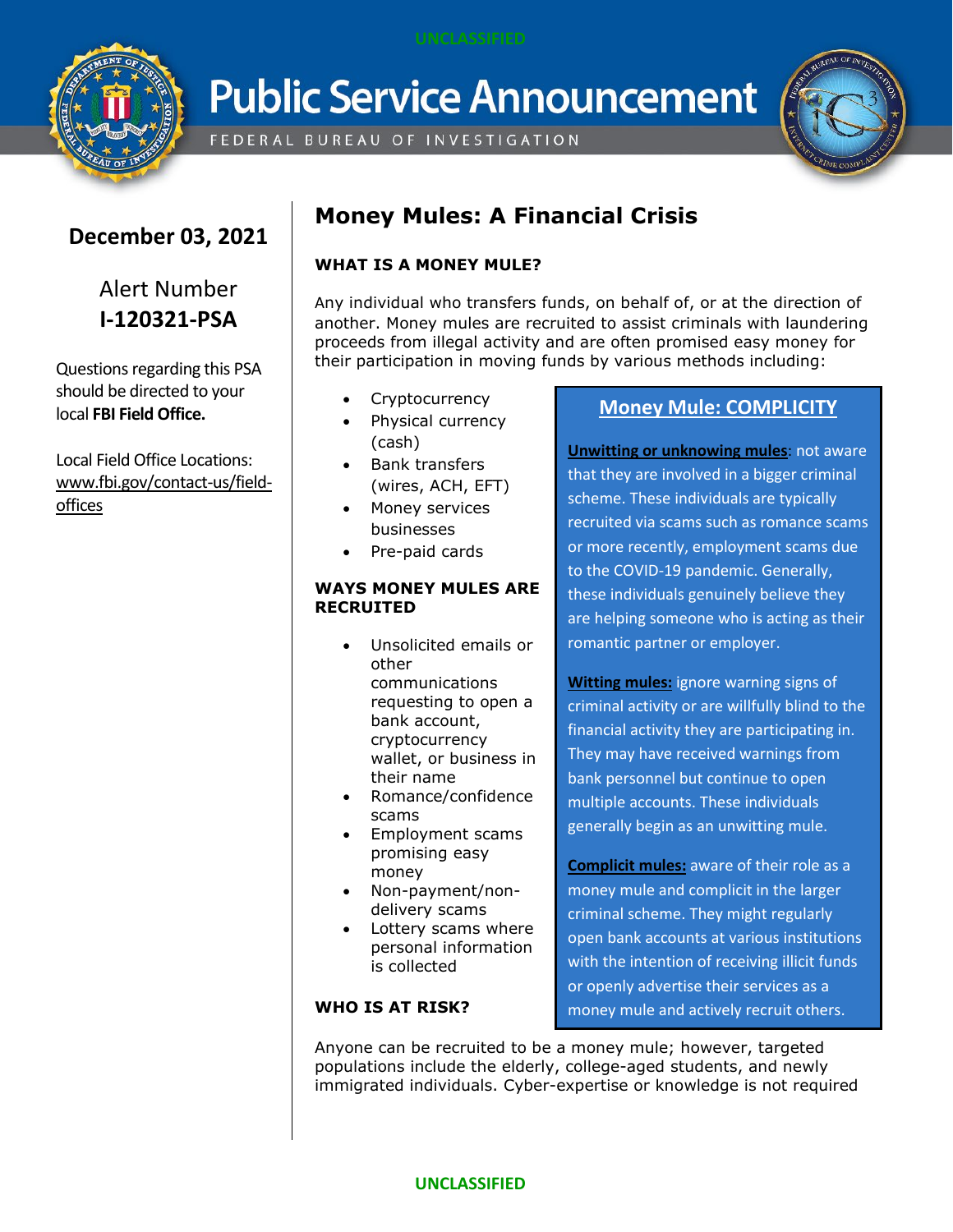UNCLASSIFIED

# Public Service Announcement

FEDERAL BUREAU OF INVESTIGATION

**December 03, 2021**

Alert Number
**I-120321-PSA**

Questions regarding this PSA should be directed to your local **FBI Field Office.**

Local Field Office Locations:
www.fbi.gov/contact-us/field-offices

## Money Mules: A Financial Crisis

### WHAT IS A MONEY MULE?

Any individual who transfers funds, on behalf of, or at the direction of another. Money mules are recruited to assist criminals with laundering proceeds from illegal activity and are often promised easy money for their participation in moving funds by various methods including:

- Cryptocurrency
- Physical currency (cash)
- Bank transfers (wires, ACH, EFT)
- Money services businesses
- Pre-paid cards

### WAYS MONEY MULES ARE RECRUITED

- Unsolicited emails or other communications requesting to open a bank account, cryptocurrency wallet, or business in their name
- Romance/confidence scams
- Employment scams promising easy money
- Non-payment/non-delivery scams
- Lottery scams where personal information is collected

### Money Mule: COMPLICITY

**Unwitting or unknowing mules**: not aware that they are involved in a bigger criminal scheme. These individuals are typically recruited via scams such as romance scams or more recently, employment scams due to the COVID-19 pandemic. Generally, these individuals genuinely believe they are helping someone who is acting as their romantic partner or employer.

**Witting mules:** ignore warning signs of criminal activity or are willfully blind to the financial activity they are participating in. They may have received warnings from bank personnel but continue to open multiple accounts. These individuals generally begin as an unwitting mule.

**Complicit mules:** aware of their role as a money mule and complicit in the larger criminal scheme. They might regularly open bank accounts at various institutions with the intention of receiving illicit funds or openly advertise their services as a money mule and actively recruit others.

### WHO IS AT RISK?

Anyone can be recruited to be a money mule; however, targeted populations include the elderly, college-aged students, and newly immigrated individuals. Cyber-expertise or knowledge is not required

UNCLASSIFIED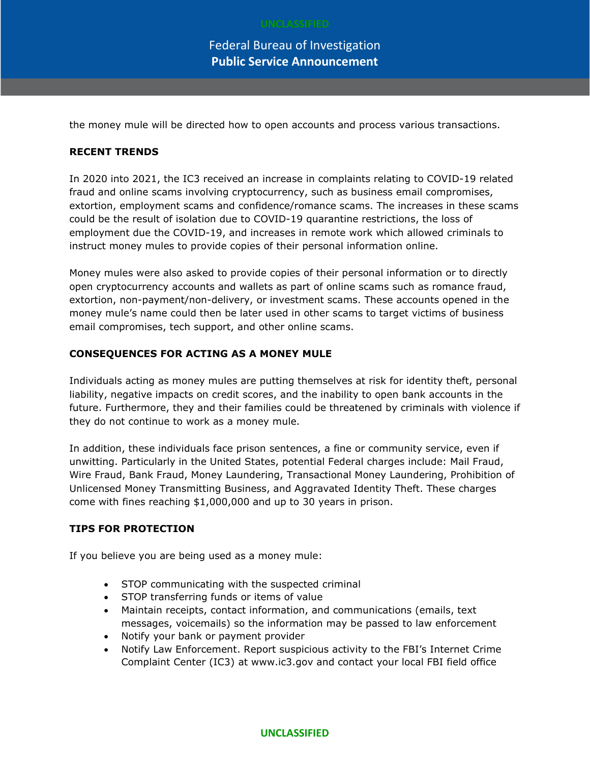the money mule will be directed how to open accounts and process various transactions.

**RECENT TRENDS**

In 2020 into 2021, the IC3 received an increase in complaints relating to COVID-19 related fraud and online scams involving cryptocurrency, such as business email compromises, extortion, employment scams and confidence/romance scams. The increases in these scams could be the result of isolation due to COVID-19 quarantine restrictions, the loss of employment due the COVID-19, and increases in remote work which allowed criminals to instruct money mules to provide copies of their personal information online.

Money mules were also asked to provide copies of their personal information or to directly open cryptocurrency accounts and wallets as part of online scams such as romance fraud, extortion, non-payment/non-delivery, or investment scams. These accounts opened in the money mule's name could then be later used in other scams to target victims of business email compromises, tech support, and other online scams.

**CONSEQUENCES FOR ACTING AS A MONEY MULE**

Individuals acting as money mules are putting themselves at risk for identity theft, personal liability, negative impacts on credit scores, and the inability to open bank accounts in the future. Furthermore, they and their families could be threatened by criminals with violence if they do not continue to work as a money mule.

In addition, these individuals face prison sentences, a fine or community service, even if unwitting. Particularly in the United States, potential Federal charges include: Mail Fraud, Wire Fraud, Bank Fraud, Money Laundering, Transactional Money Laundering, Prohibition of Unlicensed Money Transmitting Business, and Aggravated Identity Theft. These charges come with fines reaching $1,000,000 and up to 30 years in prison.

**TIPS FOR PROTECTION**

If you believe you are being used as a money mule:

- STOP communicating with the suspected criminal
- STOP transferring funds or items of value
- Maintain receipts, contact information, and communications (emails, text messages, voicemails) so the information may be passed to law enforcement
- Notify your bank or payment provider
- Notify Law Enforcement. Report suspicious activity to the FBI's Internet Crime Complaint Center (IC3) at www.ic3.gov and contact your local FBI field office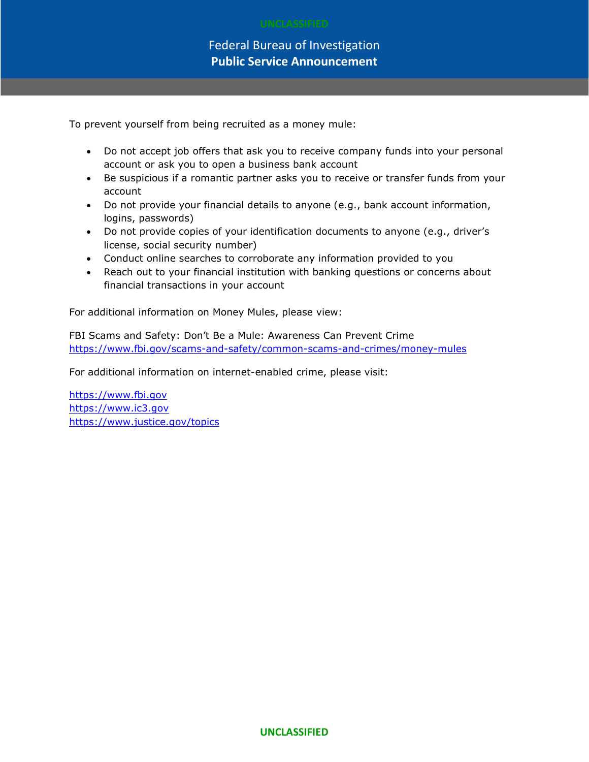To prevent yourself from being recruited as a money mule:

- Do not accept job offers that ask you to receive company funds into your personal account or ask you to open a business bank account
- Be suspicious if a romantic partner asks you to receive or transfer funds from your account
- Do not provide your financial details to anyone (e.g., bank account information, logins, passwords)
- Do not provide copies of your identification documents to anyone (e.g., driver's license, social security number)
- Conduct online searches to corroborate any information provided to you
- Reach out to your financial institution with banking questions or concerns about financial transactions in your account

For additional information on Money Mules, please view:

FBI Scams and Safety: Don't Be a Mule: Awareness Can Prevent Crime
https://www.fbi.gov/scams-and-safety/common-scams-and-crimes/money-mules

For additional information on internet-enabled crime, please visit:

https://www.fbi.gov
https://www.ic3.gov
https://www.justice.gov/topics